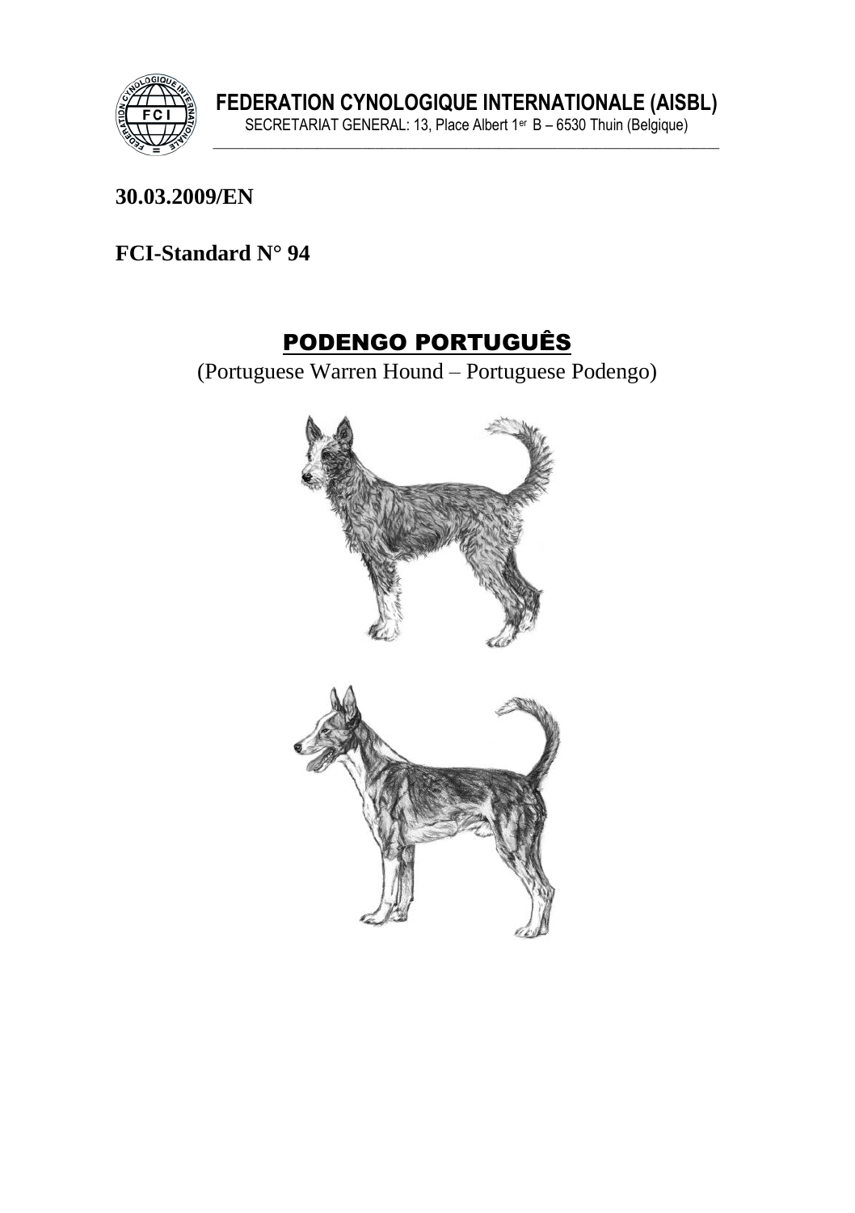**FEDERATION CYNOLOGIQUE INTERNATIONALE (AISBL)**

SECRETARIAT GENERAL: 13, Place Albert 1er B – 6530 Thuin (Belgique)

**30.03.2009/EN**

**FCI-Standard N° 94**

# PODENGO PORTUGUÊS

(Portuguese Warren Hound – Portuguese Podengo)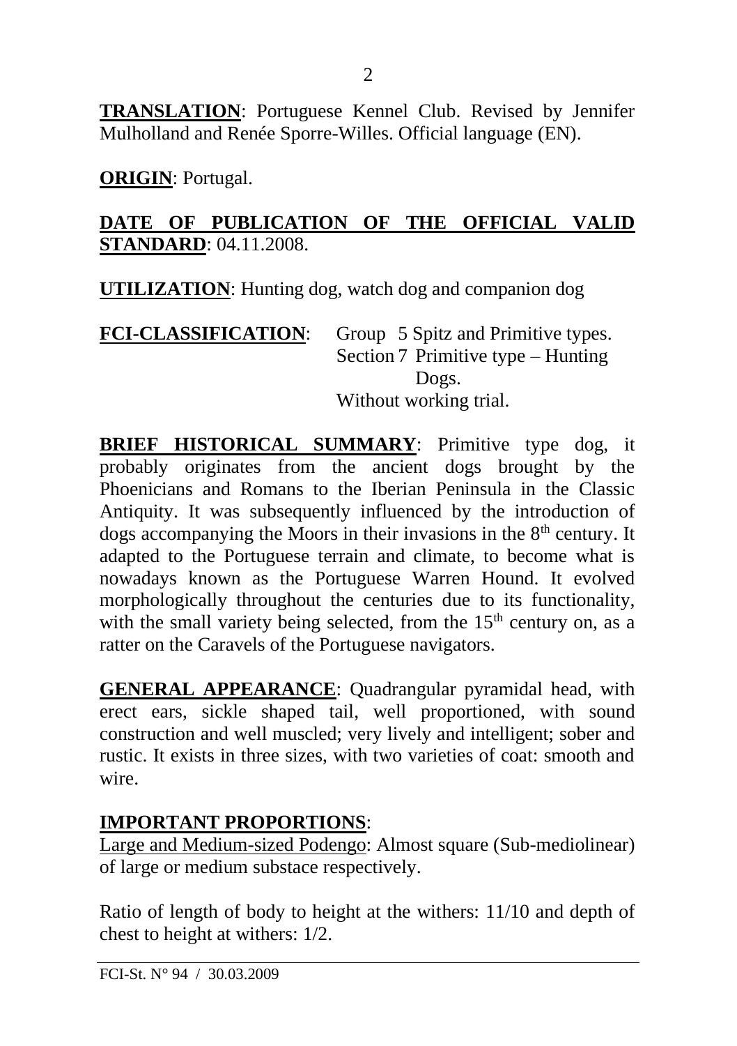**TRANSLATION**: Portuguese Kennel Club. Revised by Jennifer Mulholland and Renée Sporre-Willes. Official language (EN).

**ORIGIN**: Portugal.

**DATE OF PUBLICATION OF THE OFFICIAL VALID STANDARD**: 04.11.2008.

**UTILIZATION**: Hunting dog, watch dog and companion dog

**FCI-CLASSIFICATION**: Group 5 Spitz and Primitive types.
Section 7 Primitive type – Hunting Dogs.
Without working trial.

**BRIEF HISTORICAL SUMMARY**: Primitive type dog, it probably originates from the ancient dogs brought by the Phoenicians and Romans to the Iberian Peninsula in the Classic Antiquity. It was subsequently influenced by the introduction of dogs accompanying the Moors in their invasions in the 8th century. It adapted to the Portuguese terrain and climate, to become what is nowadays known as the Portuguese Warren Hound. It evolved morphologically throughout the centuries due to its functionality, with the small variety being selected, from the 15th century on, as a ratter on the Caravels of the Portuguese navigators.

**GENERAL APPEARANCE**: Quadrangular pyramidal head, with erect ears, sickle shaped tail, well proportioned, with sound construction and well muscled; very lively and intelligent; sober and rustic. It exists in three sizes, with two varieties of coat: smooth and wire.

**IMPORTANT PROPORTIONS**:

Large and Medium-sized Podengo: Almost square (Sub-mediolinear) of large or medium substace respectively.

Ratio of length of body to height at the withers: 11/10 and depth of chest to height at withers: 1/2.

FCI-St. N° 94 / 30.03.2009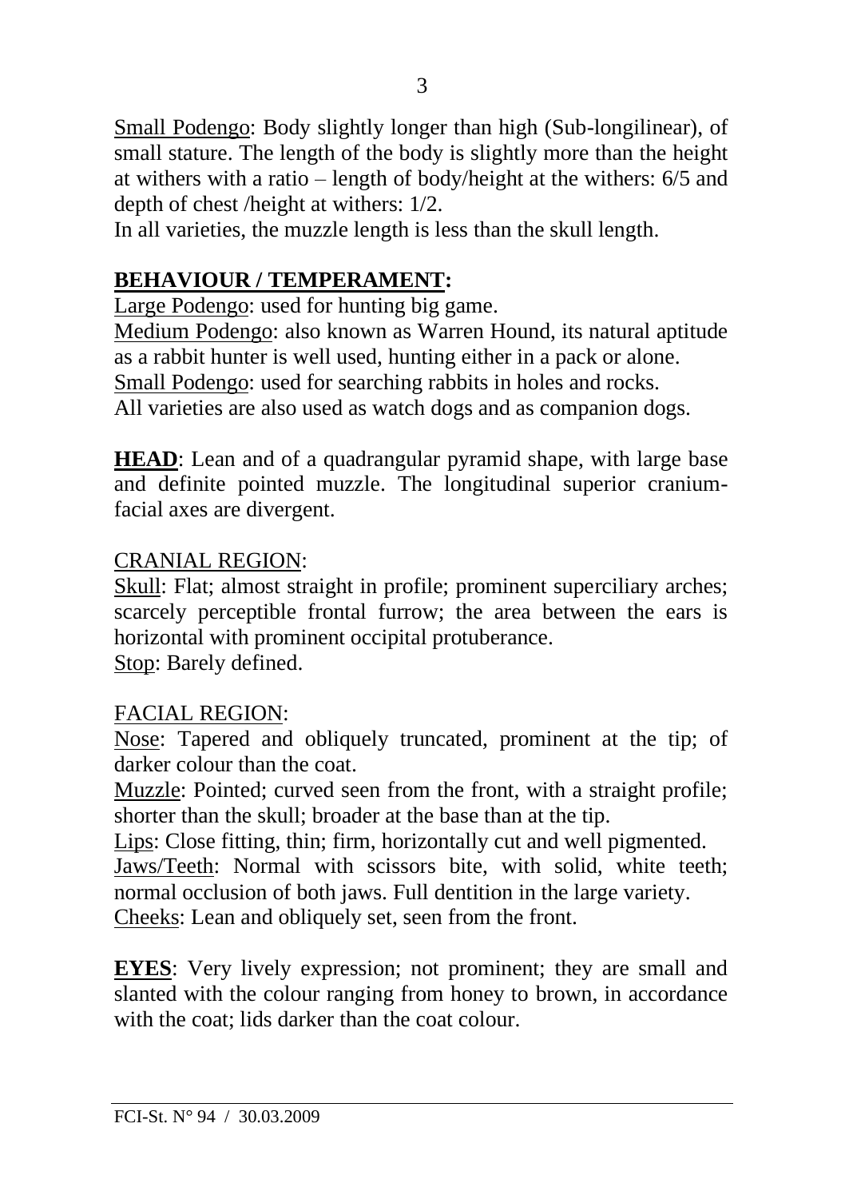Small Podengo: Body slightly longer than high (Sub-longilinear), of small stature. The length of the body is slightly more than the height at withers with a ratio – length of body/height at the withers: 6/5 and depth of chest /height at withers: 1/2.

In all varieties, the muzzle length is less than the skull length.

## BEHAVIOUR / TEMPERAMENT:

Large Podengo: used for hunting big game.

Medium Podengo: also known as Warren Hound, its natural aptitude as a rabbit hunter is well used, hunting either in a pack or alone.

Small Podengo: used for searching rabbits in holes and rocks.

All varieties are also used as watch dogs and as companion dogs.

**HEAD**: Lean and of a quadrangular pyramid shape, with large base and definite pointed muzzle. The longitudinal superior cranium-facial axes are divergent.

### CRANIAL REGION:

Skull: Flat; almost straight in profile; prominent superciliary arches; scarcely perceptible frontal furrow; the area between the ears is horizontal with prominent occipital protuberance.

Stop: Barely defined.

### FACIAL REGION:

Nose: Tapered and obliquely truncated, prominent at the tip; of darker colour than the coat.

Muzzle: Pointed; curved seen from the front, with a straight profile; shorter than the skull; broader at the base than at the tip.

Lips: Close fitting, thin; firm, horizontally cut and well pigmented.

Jaws/Teeth: Normal with scissors bite, with solid, white teeth; normal occlusion of both jaws. Full dentition in the large variety.

Cheeks: Lean and obliquely set, seen from the front.

**EYES**: Very lively expression; not prominent; they are small and slanted with the colour ranging from honey to brown, in accordance with the coat; lids darker than the coat colour.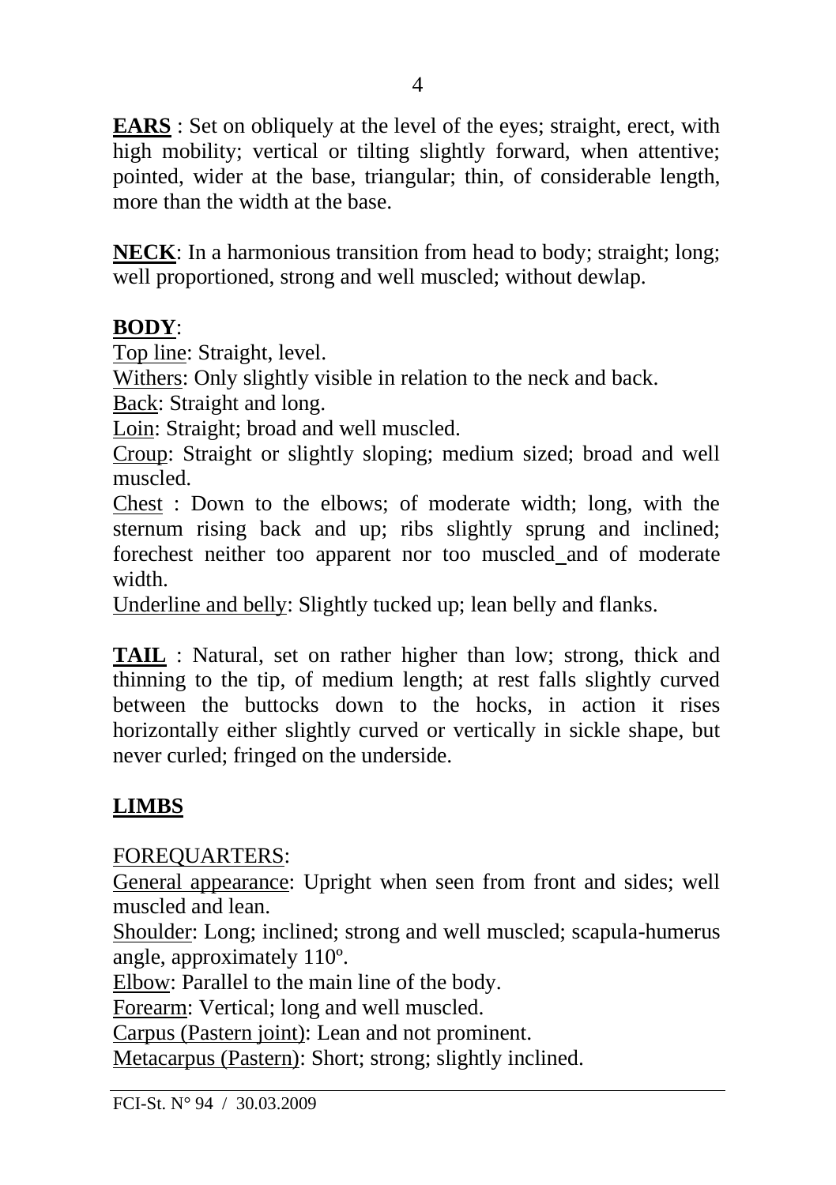**EARS** : Set on obliquely at the level of the eyes; straight, erect, with high mobility; vertical or tilting slightly forward, when attentive; pointed, wider at the base, triangular; thin, of considerable length, more than the width at the base.

**NECK**: In a harmonious transition from head to body; straight; long; well proportioned, strong and well muscled; without dewlap.

**BODY**:

Top line: Straight, level.

Withers: Only slightly visible in relation to the neck and back.

Back: Straight and long.

Loin: Straight; broad and well muscled.

Croup: Straight or slightly sloping; medium sized; broad and well muscled.

Chest : Down to the elbows; of moderate width; long, with the sternum rising back and up; ribs slightly sprung and inclined; forechest neither too apparent nor too muscled and of moderate width.

Underline and belly: Slightly tucked up; lean belly and flanks.

**TAIL** : Natural, set on rather higher than low; strong, thick and thinning to the tip, of medium length; at rest falls slightly curved between the buttocks down to the hocks, in action it rises horizontally either slightly curved or vertically in sickle shape, but never curled; fringed on the underside.

**LIMBS**

FOREQUARTERS:

General appearance: Upright when seen from front and sides; well muscled and lean.

Shoulder: Long; inclined; strong and well muscled; scapula-humerus angle, approximately 110º.

Elbow: Parallel to the main line of the body.

Forearm: Vertical; long and well muscled.

Carpus (Pastern joint): Lean and not prominent.

Metacarpus (Pastern): Short; strong; slightly inclined.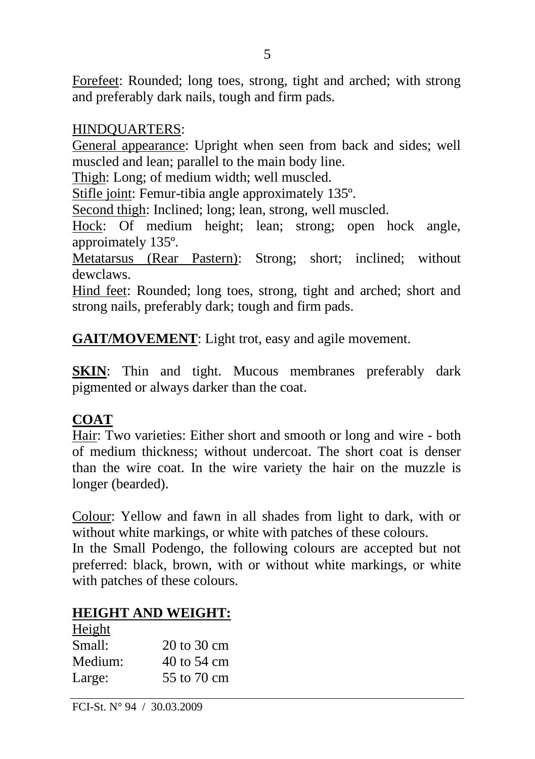Forefeet: Rounded; long toes, strong, tight and arched; with strong and preferably dark nails, tough and firm pads.

HINDQUARTERS:

General appearance: Upright when seen from back and sides; well muscled and lean; parallel to the main body line.

Thigh: Long; of medium width; well muscled.

Stifle joint: Femur-tibia angle approximately 135º.

Second thigh: Inclined; long; lean, strong, well muscled.

Hock: Of medium height; lean; strong; open hock angle, approimately 135º.

Metatarsus (Rear Pastern): Strong; short; inclined; without dewclaws.

Hind feet: Rounded; long toes, strong, tight and arched; short and strong nails, preferably dark; tough and firm pads.

**GAIT/MOVEMENT**: Light trot, easy and agile movement.

**SKIN**: Thin and tight. Mucous membranes preferably dark pigmented or always darker than the coat.

## COAT

Hair: Two varieties: Either short and smooth or long and wire - both of medium thickness; without undercoat. The short coat is denser than the wire coat. In the wire variety the hair on the muzzle is longer (bearded).

Colour: Yellow and fawn in all shades from light to dark, with or without white markings, or white with patches of these colours.
In the Small Podengo, the following colours are accepted but not preferred: black, brown, with or without white markings, or white with patches of these colours.

## HEIGHT AND WEIGHT:

Height

| | |
|---|---|
| Small: | 20 to 30 cm |
| Medium: | 40 to 54 cm |
| Large: | 55 to 70 cm |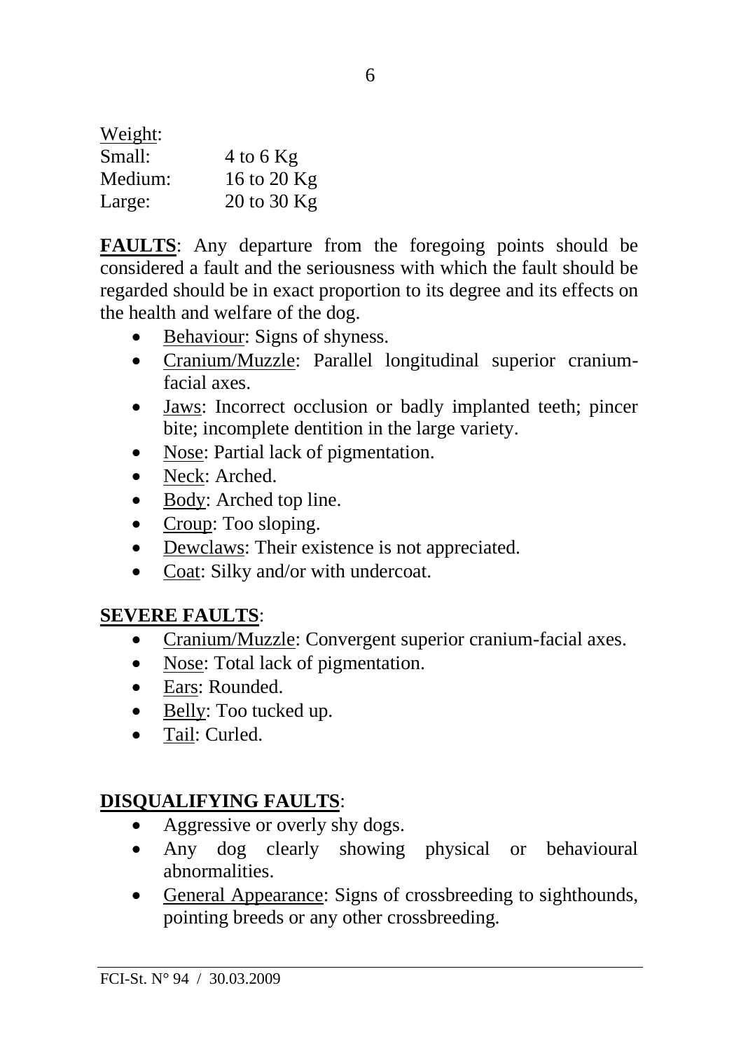Weight:

| | |
|---|---|
| Small: | 4 to 6 Kg |
| Medium: | 16 to 20 Kg |
| Large: | 20 to 30 Kg |

**FAULTS**: Any departure from the foregoing points should be considered a fault and the seriousness with which the fault should be regarded should be in exact proportion to its degree and its effects on the health and welfare of the dog.

- Behaviour: Signs of shyness.
- Cranium/Muzzle: Parallel longitudinal superior cranium-facial axes.
- Jaws: Incorrect occlusion or badly implanted teeth; pincer bite; incomplete dentition in the large variety.
- Nose: Partial lack of pigmentation.
- Neck: Arched.
- Body: Arched top line.
- Croup: Too sloping.
- Dewclaws: Their existence is not appreciated.
- Coat: Silky and/or with undercoat.

**SEVERE FAULTS**:

- Cranium/Muzzle: Convergent superior cranium-facial axes.
- Nose: Total lack of pigmentation.
- Ears: Rounded.
- Belly: Too tucked up.
- Tail: Curled.

**DISQUALIFYING FAULTS**:

- Aggressive or overly shy dogs.
- Any dog clearly showing physical or behavioural abnormalities.
- General Appearance: Signs of crossbreeding to sighthounds, pointing breeds or any other crossbreeding.

FCI-St. N° 94 / 30.03.2009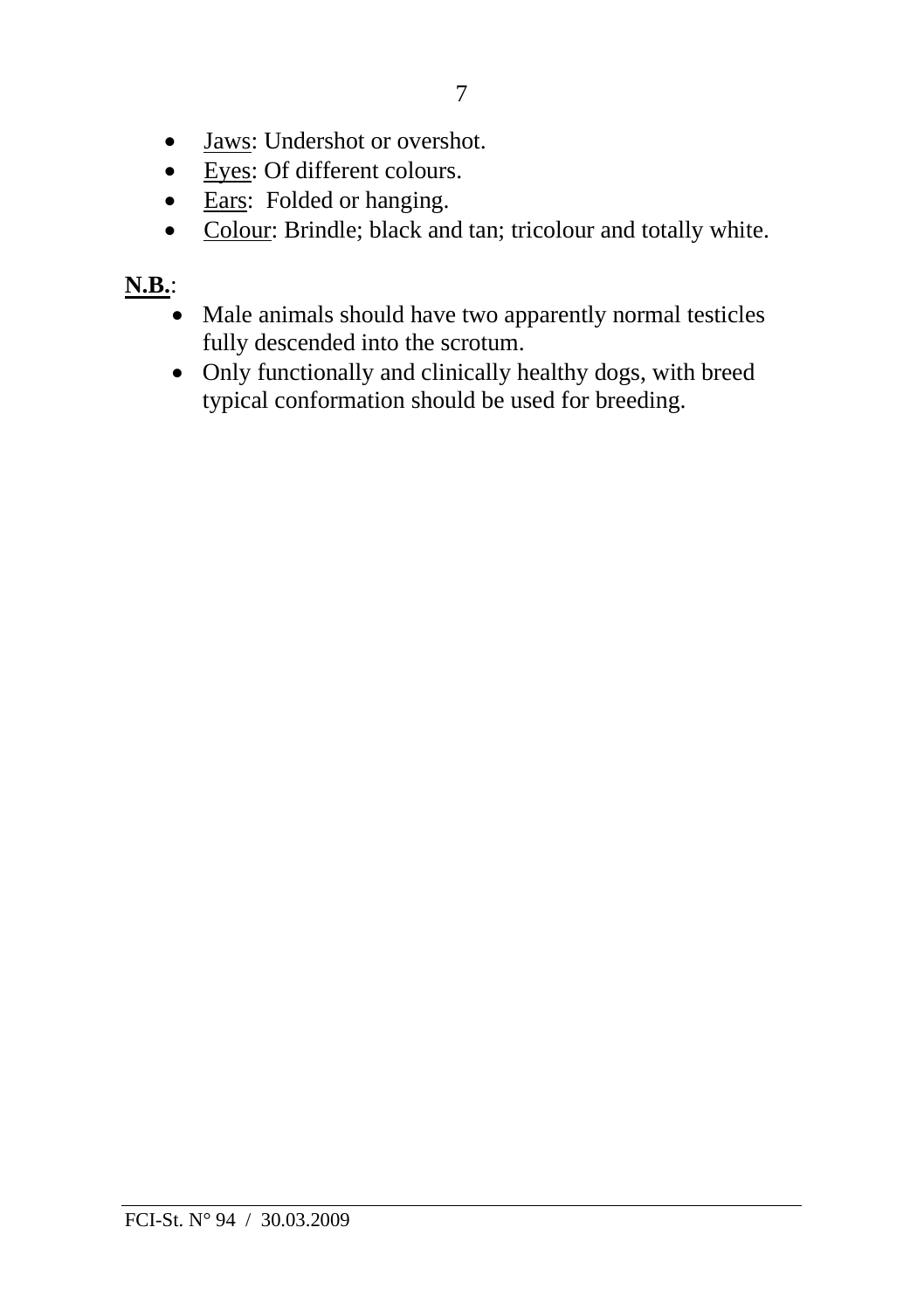- Jaws: Undershot or overshot.
- Eyes: Of different colours.
- Ears: Folded or hanging.
- Colour: Brindle; black and tan; tricolour and totally white.

**N.B.**:

- Male animals should have two apparently normal testicles fully descended into the scrotum.
- Only functionally and clinically healthy dogs, with breed typical conformation should be used for breeding.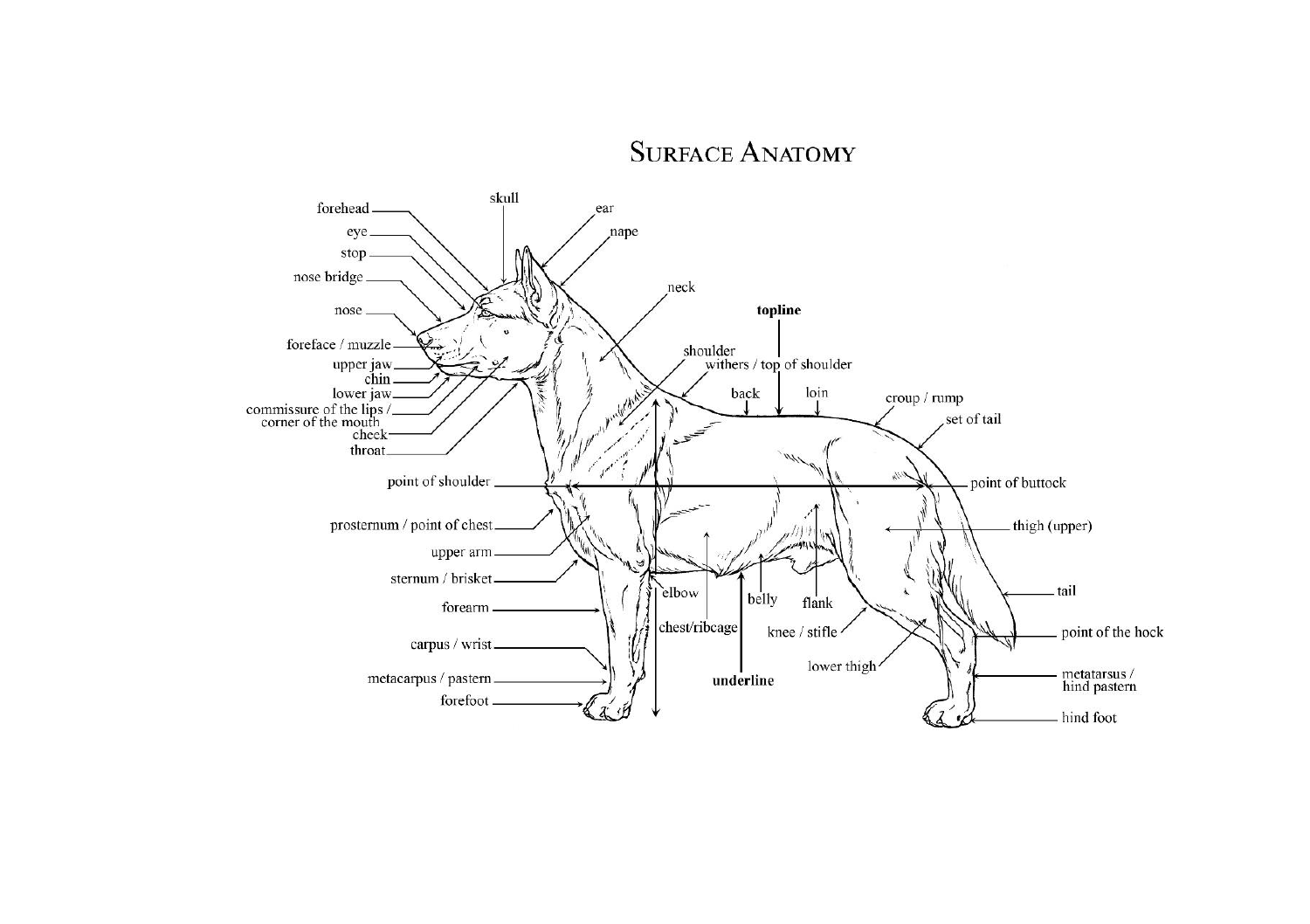# Surface Anatomy

forehead
eye
stop
nose bridge
nose
foreface / muzzle
upper jaw
chin
lower jaw
commissure of the lips / corner of the mouth
cheek
throat
skull
ear
nape
neck
topline
shoulder
withers / top of shoulder
back
loin
croup / rump
set of tail
point of shoulder
point of buttock
prosternum / point of chest
thigh (upper)
upper arm
sternum / brisket
elbow
belly
flank
tail
forearm
chest/ribcage
knee / stifle
point of the hock
carpus / wrist
lower thigh
metacarpus / pastern
underline
metatarsus / hind pastern
forefoot
hind foot